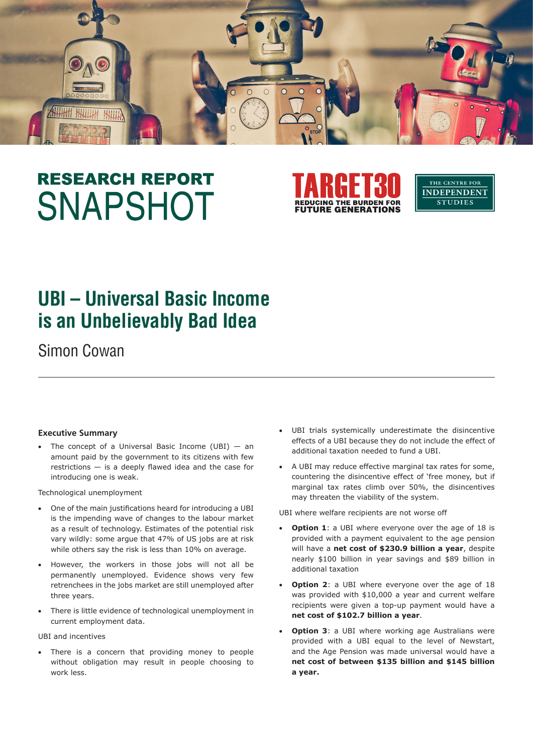RESEARCH REPORT SNAPSHOT

TARGET30 REDUCING THE BURDEN FOR FUTURE GENERATIONS

THE CENTRE FOR INDEPENDENT STUDIES

# UBI – Universal Basic Income is an Unbelievably Bad Idea

Simon Cowan

---

**Executive Summary**

- The concept of a Universal Basic Income (UBI) — an amount paid by the government to its citizens with few restrictions — is a deeply flawed idea and the case for introducing one is weak.

Technological unemployment

- One of the main justifications heard for introducing a UBI is the impending wave of changes to the labour market as a result of technology. Estimates of the potential risk vary wildly: some argue that 47% of US jobs are at risk while others say the risk is less than 10% on average.
- However, the workers in those jobs will not all be permanently unemployed. Evidence shows very few retrenchees in the jobs market are still unemployed after three years.
- There is little evidence of technological unemployment in current employment data.

UBI and incentives

- There is a concern that providing money to people without obligation may result in people choosing to work less.
- UBI trials systemically underestimate the disincentive effects of a UBI because they do not include the effect of additional taxation needed to fund a UBI.
- A UBI may reduce effective marginal tax rates for some, countering the disincentive effect of 'free money, but if marginal tax rates climb over 50%, the disincentives may threaten the viability of the system.

UBI where welfare recipients are not worse off

- **Option 1**: a UBI where everyone over the age of 18 is provided with a payment equivalent to the age pension will have a **net cost of $230.9 billion a year**, despite nearly $100 billion in year savings and $89 billion in additional taxation
- **Option 2**: a UBI where everyone over the age of 18 was provided with $10,000 a year and current welfare recipients were given a top-up payment would have a **net cost of $102.7 billion a year**.
- **Option 3**: a UBI where working age Australians were provided with a UBI equal to the level of Newstart, and the Age Pension was made universal would have a **net cost of between $135 billion and $145 billion a year.**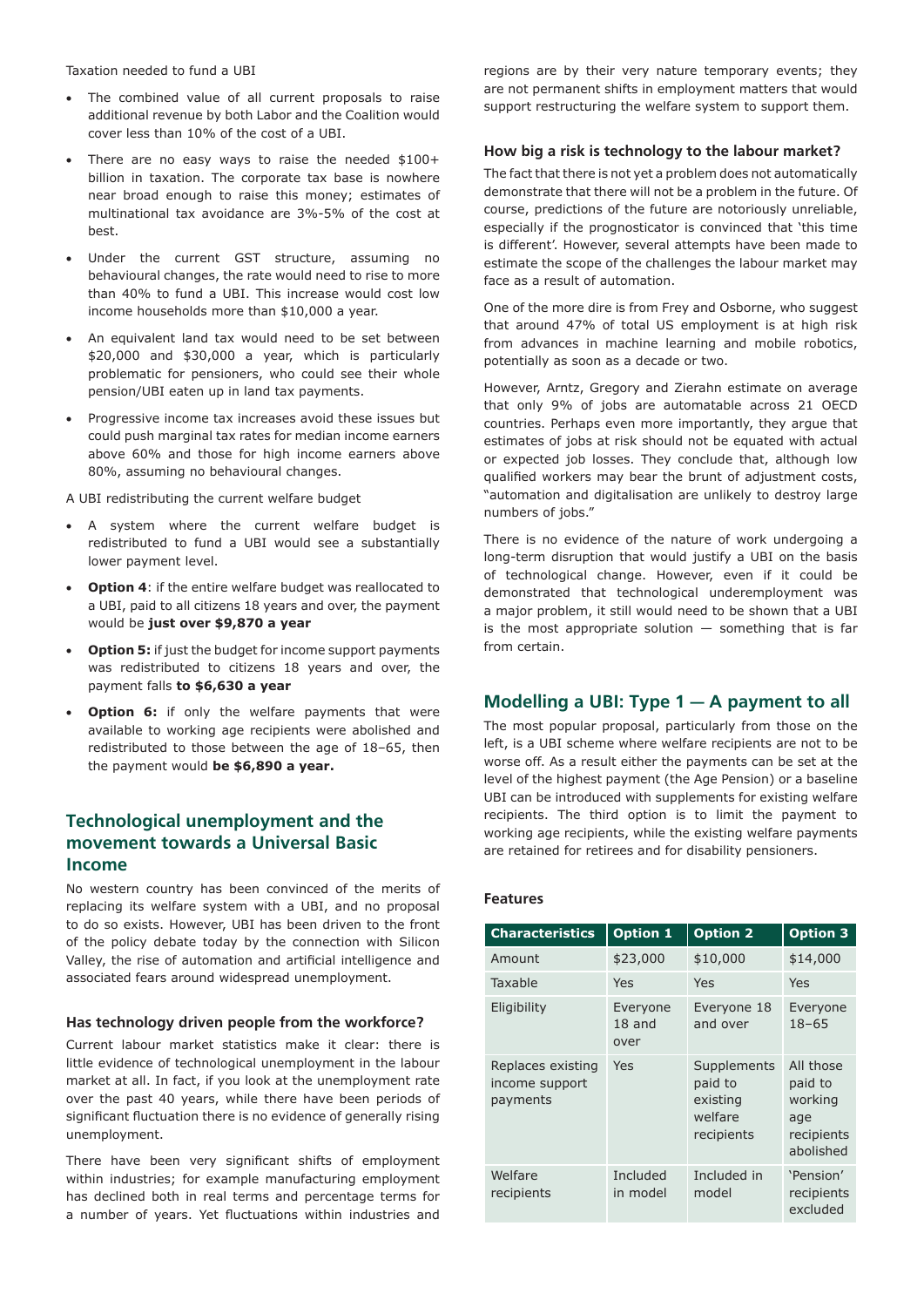Taxation needed to fund a UBI

- The combined value of all current proposals to raise additional revenue by both Labor and the Coalition would cover less than 10% of the cost of a UBI.
- There are no easy ways to raise the needed $100+ billion in taxation. The corporate tax base is nowhere near broad enough to raise this money; estimates of multinational tax avoidance are 3%-5% of the cost at best.
- Under the current GST structure, assuming no behavioural changes, the rate would need to rise to more than 40% to fund a UBI. This increase would cost low income households more than $10,000 a year.
- An equivalent land tax would need to be set between $20,000 and $30,000 a year, which is particularly problematic for pensioners, who could see their whole pension/UBI eaten up in land tax payments.
- Progressive income tax increases avoid these issues but could push marginal tax rates for median income earners above 60% and those for high income earners above 80%, assuming no behavioural changes.

A UBI redistributing the current welfare budget

- A system where the current welfare budget is redistributed to fund a UBI would see a substantially lower payment level.
- **Option 4**: if the entire welfare budget was reallocated to a UBI, paid to all citizens 18 years and over, the payment would be **just over $9,870 a year**
- **Option 5:** if just the budget for income support payments was redistributed to citizens 18 years and over, the payment falls **to $6,630 a year**
- **Option 6:** if only the welfare payments that were available to working age recipients were abolished and redistributed to those between the age of 18–65, then the payment would **be $6,890 a year.**

## Technological unemployment and the movement towards a Universal Basic Income

No western country has been convinced of the merits of replacing its welfare system with a UBI, and no proposal to do so exists. However, UBI has been driven to the front of the policy debate today by the connection with Silicon Valley, the rise of automation and artificial intelligence and associated fears around widespread unemployment.

### Has technology driven people from the workforce?

Current labour market statistics make it clear: there is little evidence of technological unemployment in the labour market at all. In fact, if you look at the unemployment rate over the past 40 years, while there have been periods of significant fluctuation there is no evidence of generally rising unemployment.

There have been very significant shifts of employment within industries; for example manufacturing employment has declined both in real terms and percentage terms for a number of years. Yet fluctuations within industries and regions are by their very nature temporary events; they are not permanent shifts in employment matters that would support restructuring the welfare system to support them.

### How big a risk is technology to the labour market?

The fact that there is not yet a problem does not automatically demonstrate that there will not be a problem in the future. Of course, predictions of the future are notoriously unreliable, especially if the prognosticator is convinced that 'this time is different'. However, several attempts have been made to estimate the scope of the challenges the labour market may face as a result of automation.

One of the more dire is from Frey and Osborne, who suggest that around 47% of total US employment is at high risk from advances in machine learning and mobile robotics, potentially as soon as a decade or two.

However, Arntz, Gregory and Zierahn estimate on average that only 9% of jobs are automatable across 21 OECD countries. Perhaps even more importantly, they argue that estimates of jobs at risk should not be equated with actual or expected job losses. They conclude that, although low qualified workers may bear the brunt of adjustment costs, "automation and digitalisation are unlikely to destroy large numbers of jobs."

There is no evidence of the nature of work undergoing a long-term disruption that would justify a UBI on the basis of technological change. However, even if it could be demonstrated that technological underemployment was a major problem, it still would need to be shown that a UBI is the most appropriate solution — something that is far from certain.

## Modelling a UBI: Type 1 — A payment to all

The most popular proposal, particularly from those on the left, is a UBI scheme where welfare recipients are not to be worse off. As a result either the payments can be set at the level of the highest payment (the Age Pension) or a baseline UBI can be introduced with supplements for existing welfare recipients. The third option is to limit the payment to working age recipients, while the existing welfare payments are retained for retirees and for disability pensioners.

### Features

| Characteristics | Option 1 | Option 2 | Option 3 |
|---|---|---|---|
| Amount | $23,000 | $10,000 | $14,000 |
| Taxable | Yes | Yes | Yes |
| Eligibility | Everyone 18 and over | Everyone 18 and over | Everyone 18–65 |
| Replaces existing income support payments | Yes | Supplements paid to existing welfare recipients | All those paid to working age recipients abolished |
| Welfare recipients | Included in model | Included in model | 'Pension' recipients excluded |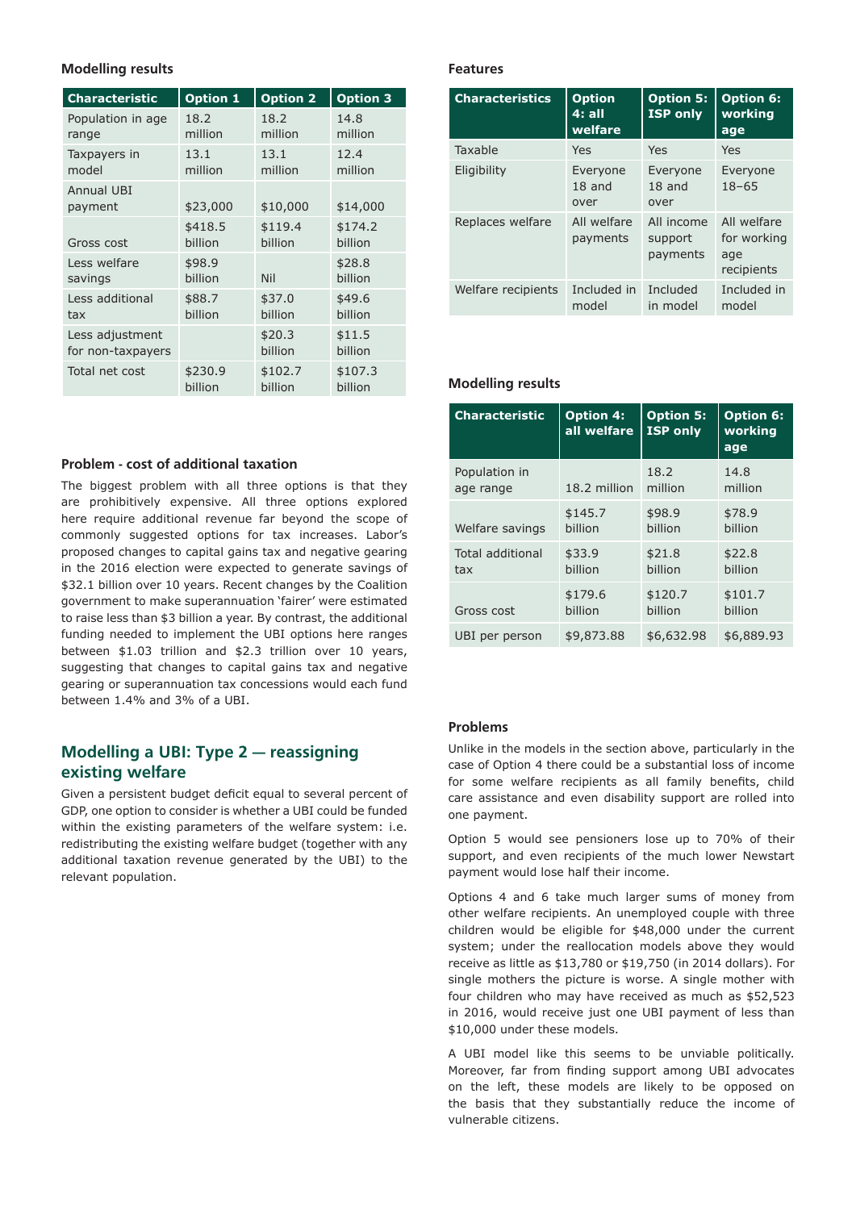### Modelling results

| Characteristic | Option 1 | Option 2 | Option 3 |
|---|---|---|---|
| Population in age range | 18.2 million | 18.2 million | 14.8 million |
| Taxpayers in model | 13.1 million | 13.1 million | 12.4 million |
| Annual UBI payment | $23,000 | $10,000 | $14,000 |
| Gross cost | $418.5 billion | $119.4 billion | $174.2 billion |
| Less welfare savings | $98.9 billion | Nil | $28.8 billion |
| Less additional tax | $88.7 billion | $37.0 billion | $49.6 billion |
| Less adjustment for non-taxpayers | | $20.3 billion | $11.5 billion |
| Total net cost | $230.9 billion | $102.7 billion | $107.3 billion |

### Problem - cost of additional taxation

The biggest problem with all three options is that they are prohibitively expensive. All three options explored here require additional revenue far beyond the scope of commonly suggested options for tax increases. Labor's proposed changes to capital gains tax and negative gearing in the 2016 election were expected to generate savings of $32.1 billion over 10 years. Recent changes by the Coalition government to make superannuation 'fairer' were estimated to raise less than $3 billion a year. By contrast, the additional funding needed to implement the UBI options here ranges between $1.03 trillion and $2.3 trillion over 10 years, suggesting that changes to capital gains tax and negative gearing or superannuation tax concessions would each fund between 1.4% and 3% of a UBI.

## Modelling a UBI: Type 2 — reassigning existing welfare

Given a persistent budget deficit equal to several percent of GDP, one option to consider is whether a UBI could be funded within the existing parameters of the welfare system: i.e. redistributing the existing welfare budget (together with any additional taxation revenue generated by the UBI) to the relevant population.

### Features

| Characteristics | Option 4: all welfare | Option 5: ISP only | Option 6: working age |
|---|---|---|---|
| Taxable | Yes | Yes | Yes |
| Eligibility | Everyone 18 and over | Everyone 18 and over | Everyone 18–65 |
| Replaces welfare | All welfare payments | All income support payments | All welfare for working age recipients |
| Welfare recipients | Included in model | Included in model | Included in model |

### Modelling results

| Characteristic | Option 4: all welfare | Option 5: ISP only | Option 6: working age |
|---|---|---|---|
| Population in age range | 18.2 million | 18.2 million | 14.8 million |
| Welfare savings | $145.7 billion | $98.9 billion | $78.9 billion |
| Total additional tax | $33.9 billion | $21.8 billion | $22.8 billion |
| Gross cost | $179.6 billion | $120.7 billion | $101.7 billion |
| UBI per person | $9,873.88 | $6,632.98 | $6,889.93 |

### Problems

Unlike in the models in the section above, particularly in the case of Option 4 there could be a substantial loss of income for some welfare recipients as all family benefits, child care assistance and even disability support are rolled into one payment.

Option 5 would see pensioners lose up to 70% of their support, and even recipients of the much lower Newstart payment would lose half their income.

Options 4 and 6 take much larger sums of money from other welfare recipients. An unemployed couple with three children would be eligible for $48,000 under the current system; under the reallocation models above they would receive as little as $13,780 or $19,750 (in 2014 dollars). For single mothers the picture is worse. A single mother with four children who may have received as much as $52,523 in 2016, would receive just one UBI payment of less than $10,000 under these models.

A UBI model like this seems to be unviable politically. Moreover, far from finding support among UBI advocates on the left, these models are likely to be opposed on the basis that they substantially reduce the income of vulnerable citizens.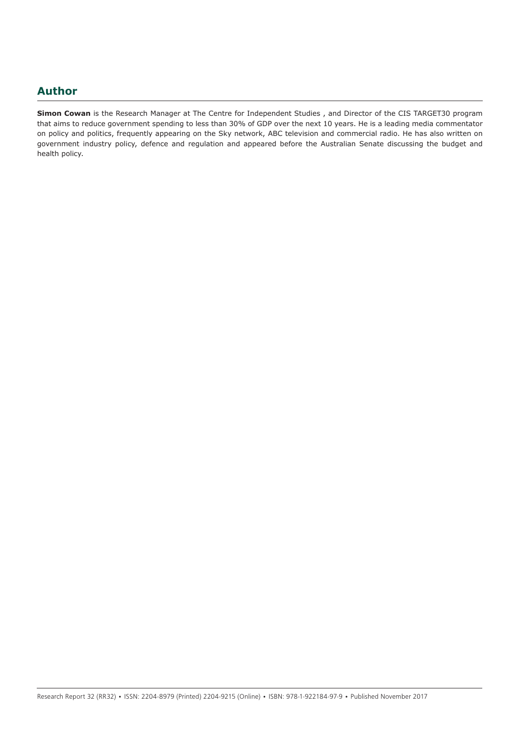## Author

**Simon Cowan** is the Research Manager at The Centre for Independent Studies , and Director of the CIS TARGET30 program that aims to reduce government spending to less than 30% of GDP over the next 10 years. He is a leading media commentator on policy and politics, frequently appearing on the Sky network, ABC television and commercial radio. He has also written on government industry policy, defence and regulation and appeared before the Australian Senate discussing the budget and health policy.

Research Report 32 (RR32) • ISSN: 2204-8979 (Printed) 2204-9215 (Online) • ISBN: 978-1-922184-97-9 • Published November 2017